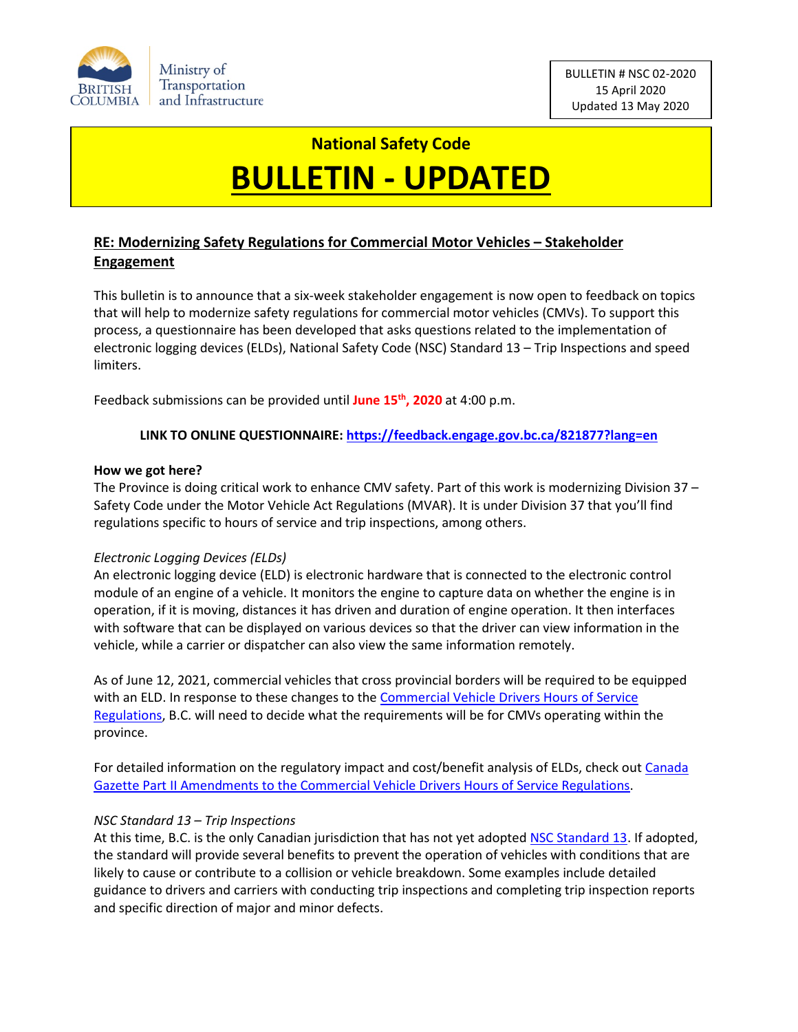Ministry of Transportation and Infrastructure

BULLETIN # NSC 02-2020
15 April 2020
Updated 13 May 2020

## National Safety Code

# BULLETIN - UPDATED

**RE: Modernizing Safety Regulations for Commercial Motor Vehicles – Stakeholder Engagement**

This bulletin is to announce that a six-week stakeholder engagement is now open to feedback on topics that will help to modernize safety regulations for commercial motor vehicles (CMVs). To support this process, a questionnaire has been developed that asks questions related to the implementation of electronic logging devices (ELDs), National Safety Code (NSC) Standard 13 – Trip Inspections and speed limiters.

Feedback submissions can be provided until **June 15th, 2020** at 4:00 p.m.

**LINK TO ONLINE QUESTIONNAIRE: https://feedback.engage.gov.bc.ca/821877?lang=en**

**How we got here?**

The Province is doing critical work to enhance CMV safety. Part of this work is modernizing Division 37 – Safety Code under the Motor Vehicle Act Regulations (MVAR). It is under Division 37 that you'll find regulations specific to hours of service and trip inspections, among others.

*Electronic Logging Devices (ELDs)*

An electronic logging device (ELD) is electronic hardware that is connected to the electronic control module of an engine of a vehicle. It monitors the engine to capture data on whether the engine is in operation, if it is moving, distances it has driven and duration of engine operation. It then interfaces with software that can be displayed on various devices so that the driver can view information in the vehicle, while a carrier or dispatcher can also view the same information remotely.

As of June 12, 2021, commercial vehicles that cross provincial borders will be required to be equipped with an ELD. In response to these changes to the Commercial Vehicle Drivers Hours of Service Regulations, B.C. will need to decide what the requirements will be for CMVs operating within the province.

For detailed information on the regulatory impact and cost/benefit analysis of ELDs, check out Canada Gazette Part II Amendments to the Commercial Vehicle Drivers Hours of Service Regulations.

*NSC Standard 13 – Trip Inspections*

At this time, B.C. is the only Canadian jurisdiction that has not yet adopted NSC Standard 13. If adopted, the standard will provide several benefits to prevent the operation of vehicles with conditions that are likely to cause or contribute to a collision or vehicle breakdown. Some examples include detailed guidance to drivers and carriers with conducting trip inspections and completing trip inspection reports and specific direction of major and minor defects.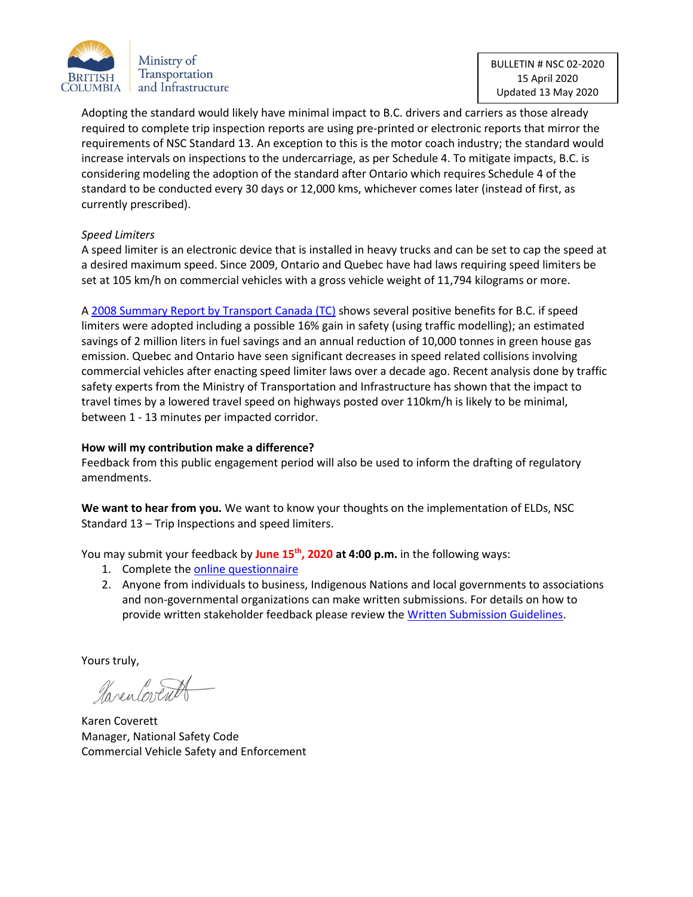Adopting the standard would likely have minimal impact to B.C. drivers and carriers as those already required to complete trip inspection reports are using pre-printed or electronic reports that mirror the requirements of NSC Standard 13. An exception to this is the motor coach industry; the standard would increase intervals on inspections to the undercarriage, as per Schedule 4. To mitigate impacts, B.C. is considering modeling the adoption of the standard after Ontario which requires Schedule 4 of the standard to be conducted every 30 days or 12,000 kms, whichever comes later (instead of first, as currently prescribed).

*Speed Limiters*

A speed limiter is an electronic device that is installed in heavy trucks and can be set to cap the speed at a desired maximum speed. Since 2009, Ontario and Quebec have had laws requiring speed limiters be set at 105 km/h on commercial vehicles with a gross vehicle weight of 11,794 kilograms or more.

A [2008 Summary Report by Transport Canada (TC)]() shows several positive benefits for B.C. if speed limiters were adopted including a possible 16% gain in safety (using traffic modelling); an estimated savings of 2 million liters in fuel savings and an annual reduction of 10,000 tonnes in green house gas emission. Quebec and Ontario have seen significant decreases in speed related collisions involving commercial vehicles after enacting speed limiter laws over a decade ago. Recent analysis done by traffic safety experts from the Ministry of Transportation and Infrastructure has shown that the impact to travel times by a lowered travel speed on highways posted over 110km/h is likely to be minimal, between 1 - 13 minutes per impacted corridor.

**How will my contribution make a difference?**

Feedback from this public engagement period will also be used to inform the drafting of regulatory amendments.

**We want to hear from you.** We want to know your thoughts on the implementation of ELDs, NSC Standard 13 – Trip Inspections and speed limiters.

You may submit your feedback by **June 15th, 2020 at 4:00 p.m.** in the following ways:

1. Complete the [online questionnaire]()
2. Anyone from individuals to business, Indigenous Nations and local governments to associations and non-governmental organizations can make written submissions. For details on how to provide written stakeholder feedback please review the [Written Submission Guidelines]().

Yours truly,

Karen Coverett
Manager, National Safety Code
Commercial Vehicle Safety and Enforcement